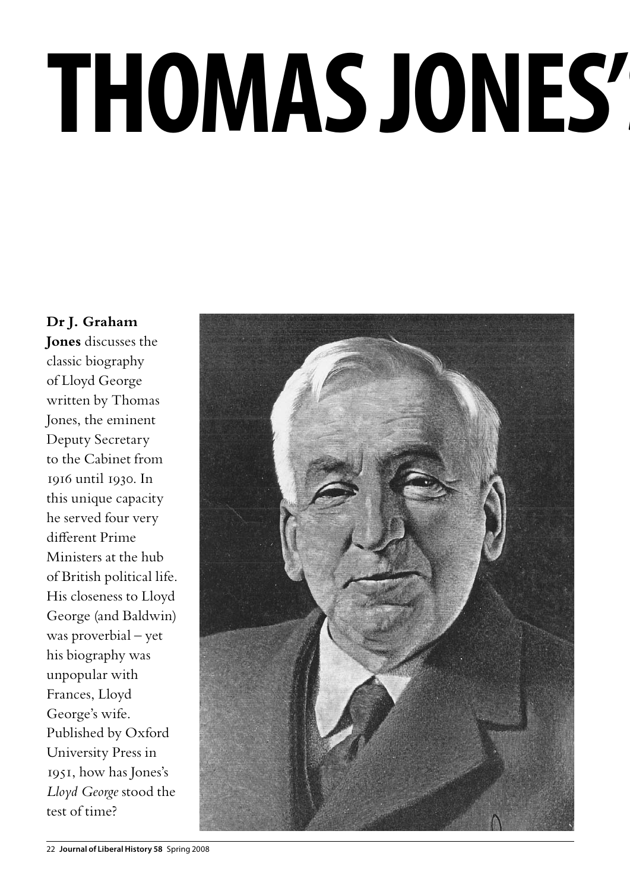# THOMAS JONES'

**Dr J. Graham Jones** discusses the classic biography of Lloyd George written by Thomas Jones, the eminent Deputy Secretary to the Cabinet from 1916 until 1930. In this unique capacity he served four very different Prime Ministers at the hub of British political life. His closeness to Lloyd George (and Baldwin) was proverbial – yet his biography was unpopular with Frances, Lloyd George's wife. Published by Oxford University Press in 1951, how has Jones's *Lloyd George* stood the test of time?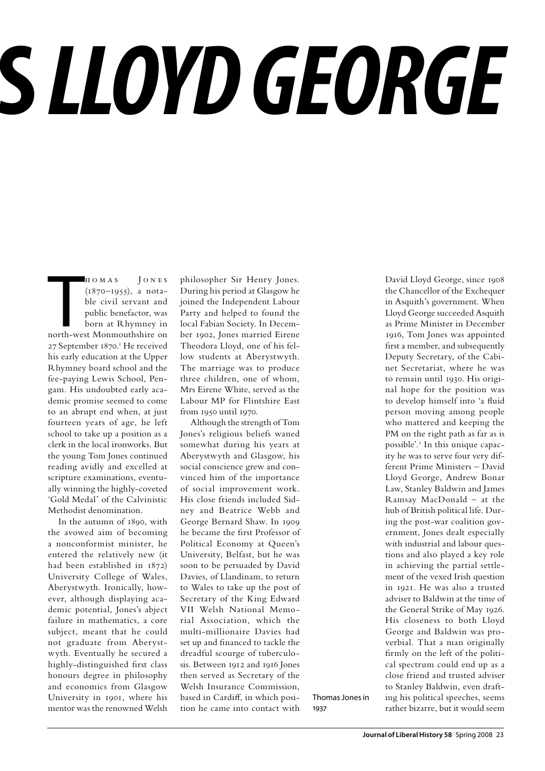# S LLOYD GEORGE

Thomas Jones (1870–1955), a notable civil servant and public benefactor, was born at Rhymney in north-west Monmouthshire on 27 September 1870.[1] He received his early education at the Upper Rhymney board school and the fee-paying Lewis School, Pengam. His undoubted early academic promise seemed to come to an abrupt end when, at just fourteen years of age, he left school to take up a position as a clerk in the local ironworks. But the young Tom Jones continued reading avidly and excelled at scripture examinations, eventually winning the highly-coveted 'Gold Medal' of the Calvinistic Methodist denomination.

In the autumn of 1890, with the avowed aim of becoming a nonconformist minister, he entered the relatively new (it had been established in 1872) University College of Wales, Aberystwyth. Ironically, however, although displaying academic potential, Jones's abject failure in mathematics, a core subject, meant that he could not graduate from Aberystwyth. Eventually he secured a highly-distinguished first class honours degree in philosophy and economics from Glasgow University in 1901, where his mentor was the renowned Welsh philosopher Sir Henry Jones. During his period at Glasgow he joined the Independent Labour Party and helped to found the local Fabian Society. In December 1902, Jones married Eirene Theodora Lloyd, one of his fellow students at Aberystwyth. The marriage was to produce three children, one of whom, Mrs Eirene White, served as the Labour MP for Flintshire East from 1950 until 1970.

Although the strength of Tom Jones's religious beliefs waned somewhat during his years at Aberystwyth and Glasgow, his social conscience grew and convinced him of the importance of social improvement work. His close friends included Sidney and Beatrice Webb and George Bernard Shaw. In 1909 he became the first Professor of Political Economy at Queen's University, Belfast, but he was soon to be persuaded by David Davies, of Llandinam, to return to Wales to take up the post of Secretary of the King Edward VII Welsh National Memorial Association, which the multi-millionaire Davies had set up and financed to tackle the dreadful scourge of tuberculosis. Between 1912 and 1916 Jones then served as Secretary of the Welsh Insurance Commission, based in Cardiff, in which position he came into contact with David Lloyd George, since 1908 the Chancellor of the Exchequer in Asquith's government. When Lloyd George succeeded Asquith as Prime Minister in December 1916, Tom Jones was appointed first a member, and subsequently Deputy Secretary, of the Cabinet Secretariat, where he was to remain until 1930. His original hope for the position was to develop himself into 'a fluid person moving among people who mattered and keeping the PM on the right path as far as is possible'.[2] In this unique capacity he was to serve four very different Prime Ministers – David Lloyd George, Andrew Bonar Law, Stanley Baldwin and James Ramsay MacDonald – at the hub of British political life. During the post-war coalition government, Jones dealt especially with industrial and labour questions and also played a key role in achieving the partial settlement of the vexed Irish question in 1921. He was also a trusted adviser to Baldwin at the time of the General Strike of May 1926. His closeness to both Lloyd George and Baldwin was proverbial. That a man originally firmly on the left of the political spectrum could end up as a close friend and trusted adviser to Stanley Baldwin, even drafting his political speeches, seems rather bizarre, but it would seem

Thomas Jones in 1937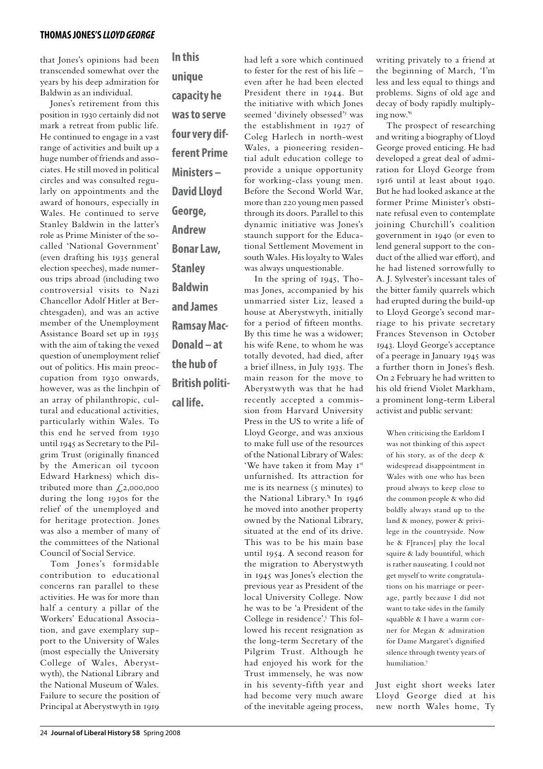that Jones's opinions had been transcended somewhat over the years by his deep admiration for Baldwin as an individual.

Jones's retirement from this position in 1930 certainly did not mark a retreat from public life. He continued to engage in a vast range of activities and built up a huge number of friends and associates. He still moved in political circles and was consulted regularly on appointments and the award of honours, especially in Wales. He continued to serve Stanley Baldwin in the latter's role as Prime Minister of the so-called 'National Government' (even drafting his 1935 general election speeches), made numerous trips abroad (including two controversial visits to Nazi Chancellor Adolf Hitler at Berchtesgaden), and was an active member of the Unemployment Assistance Board set up in 1935 with the aim of taking the vexed question of unemployment relief out of politics. His main preoccupation from 1930 onwards, however, was as the linchpin of an array of philanthropic, cultural and educational activities, particularly within Wales. To this end he served from 1930 until 1945 as Secretary to the Pilgrim Trust (originally financed by the American oil tycoon Edward Harkness) which distributed more than £2,000,000 during the long 1930s for the relief of the unemployed and for heritage protection. Jones was also a member of many of the committees of the National Council of Social Service.

Tom Jones's formidable contribution to educational concerns ran parallel to these activities. He was for more than half a century a pillar of the Workers' Educational Association, and gave exemplary support to the University of Wales (most especially the University College of Wales, Aberystwyth), the National Library and the National Museum of Wales. Failure to secure the position of Principal at Aberystwyth in 1919 had left a sore which continued to fester for the rest of his life – even after he had been elected President there in 1944. But the initiative with which Jones seemed 'divinely obsessed'[3] was the establishment in 1927 of Coleg Harlech in north-west Wales, a pioneering residential adult education college to provide a unique opportunity for working-class young men. Before the Second World War, more than 220 young men passed through its doors. Parallel to this dynamic initiative was Jones's staunch support for the Educational Settlement Movement in south Wales. His loyalty to Wales was always unquestionable.

**In this unique capacity he was to serve four very different Prime Ministers – David Lloyd George, Andrew Bonar Law, Stanley Baldwin and James Ramsay MacDonald – at the hub of British political life.**

In the spring of 1945, Thomas Jones, accompanied by his unmarried sister Liz, leased a house at Aberystwyth, initially for a period of fifteen months. By this time he was a widower; his wife Rene, to whom he was totally devoted, had died, after a brief illness, in July 1935. The main reason for the move to Aberystwyth was that he had recently accepted a commission from Harvard University Press in the US to write a life of Lloyd George, and was anxious to make full use of the resources of the National Library of Wales: 'We have taken it from May 1st unfurnished. Its attraction for me is its nearness (5 minutes) to the National Library.'[4] In 1946 he moved into another property owned by the National Library, situated at the end of its drive. This was to be his main base until 1954. A second reason for the migration to Aberystwyth in 1945 was Jones's election the previous year as President of the local University College. Now he was to be 'a President of the College in residence'.[5] This followed his recent resignation as the long-term Secretary of the Pilgrim Trust. Although he had enjoyed his work for the Trust immensely, he was now in his seventy-fifth year and had become very much aware of the inevitable ageing process, writing privately to a friend at the beginning of March, 'I'm less and less equal to things and problems. Signs of old age and decay of body rapidly multiplying now.'[6]

The prospect of researching and writing a biography of Lloyd George proved enticing. He had developed a great deal of admiration for Lloyd George from 1916 until at least about 1940. But he had looked askance at the former Prime Minister's obstinate refusal even to contemplate joining Churchill's coalition government in 1940 (or even to lend general support to the conduct of the allied war effort), and he had listened sorrowfully to A. J. Sylvester's incessant tales of the bitter family quarrels which had erupted during the build-up to Lloyd George's second marriage to his private secretary Frances Stevenson in October 1943. Lloyd George's acceptance of a peerage in January 1945 was a further thorn in Jones's flesh. On 2 February he had written to his old friend Violet Markham, a prominent long-term Liberal activist and public servant:

> When criticising the Earldom I was not thinking of this aspect of his story, as of the deep & widespread disappointment in Wales with one who has been proud always to keep close to the common people & who did boldly always stand up to the land & money, power & privilege in the countryside. Now he & F[rances] play the local squire & lady bountiful, which is rather nauseating. I could not get myself to write congratulations on his marriage or peerage, partly because I did not want to take sides in the family squabble & I have a warm corner for Megan & admiration for Dame Margaret's dignified silence through twenty years of humiliation.[7]

Just eight short weeks later Lloyd George died at his new north Wales home, Ty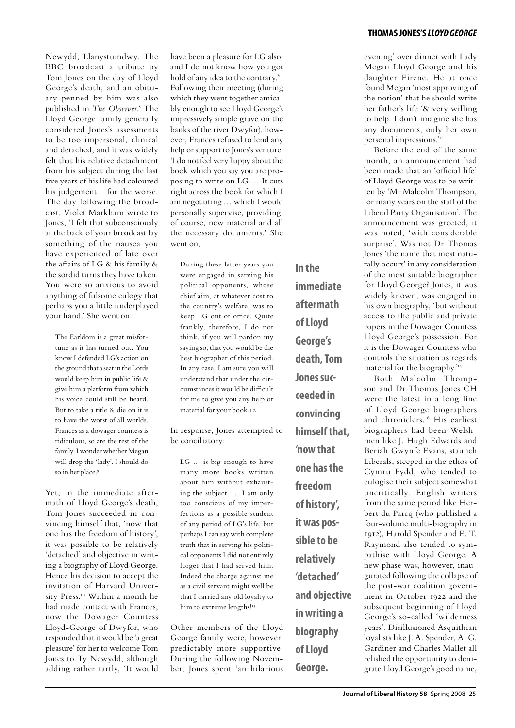Newydd, Llanystumdwy. The BBC broadcast a tribute by Tom Jones on the day of Lloyd George's death, and an obituary penned by him was also published in *The Observer*.[8] The Lloyd George family generally considered Jones's assessments to be too impersonal, clinical and detached, and it was widely felt that his relative detachment from his subject during the last five years of his life had coloured his judgement – for the worse. The day following the broadcast, Violet Markham wrote to Jones, 'I felt that subconsciously at the back of your broadcast lay something of the nausea you have experienced of late over the affairs of LG & his family & the sordid turns they have taken. You were so anxious to avoid anything of fulsome eulogy that perhaps you a little underplayed your hand.' She went on:

> The Earldom is a great misfortune as it has turned out. You know I defended LG's action on the ground that a seat in the Lords would keep him in public life & give him a platform from which his voice could still be heard. But to take a title & die on it is to have the worst of all worlds. Frances as a dowager countess is ridiculous, so are the rest of the family. I wonder whether Megan will drop the 'lady'. I should do so in her place.[9]

Yet, in the immediate aftermath of Lloyd George's death, Tom Jones succeeded in convincing himself that, 'now that one has the freedom of history', it was possible to be relatively 'detached' and objective in writing a biography of Lloyd George. Hence his decision to accept the invitation of Harvard University Press.[10] Within a month he had made contact with Frances, now the Dowager Countess Lloyd-George of Dwyfor, who responded that it would be 'a great pleasure' for her to welcome Tom Jones to Ty Newydd, although adding rather tartly, 'It would have been a pleasure for LG also, and I do not know how you got hold of any idea to the contrary.'[11] Following their meeting (during which they went together amicably enough to see Lloyd George's impressively simple grave on the banks of the river Dwyfor), however, Frances refused to lend any help or support to Jones's venture: 'I do not feel very happy about the book which you say you are proposing to write on LG … It cuts right across the book for which I am negotiating … which I would personally supervise, providing, of course, new material and all the necessary documents.' She went on,

> During these latter years you were engaged in serving his political opponents, whose chief aim, at whatever cost to the country's welfare, was to keep LG out of office. Quite frankly, therefore, I do not think, if you will pardon my saying so, that you would be the best biographer of this period. In any case, I am sure you will understand that under the circumstances it would be difficult for me to give you any help or material for your book.12

In response, Jones attempted to be conciliatory:

> LG … is big enough to have many more books written about him without exhausting the subject. … I am only too conscious of my imperfections as a possible student of any period of LG's life, but perhaps I can say with complete truth that in serving his political opponents I did not entirely forget that I had served him. Indeed the charge against me as a civil servant might well be that I carried any old loyalty to him to extreme lengths![13]

Other members of the Lloyd George family were, however, predictably more supportive. During the following November, Jones spent 'an hilarious evening' over dinner with Lady Megan Lloyd George and his daughter Eirene. He at once found Megan 'most approving of the notion' that he should write her father's life '& very willing to help. I don't imagine she has any documents, only her own personal impressions.'[14]

**In the immediate aftermath of Lloyd George's death, Tom Jones succeeded in convincing himself that, 'now that one has the freedom of history', it was possible to be relatively 'detached' and objective in writing a biography of Lloyd George.**

Before the end of the same month, an announcement had been made that an 'official life' of Lloyd George was to be written by 'Mr Malcolm Thomson, for many years on the staff of the Liberal Party Organisation'. The announcement was greeted, it was noted, 'with considerable surprise'. Was not Dr Thomas Jones 'the name that most naturally occurs' in any consideration of the most suitable biographer for Lloyd George? Jones, it was widely known, was engaged in his own biography, 'but without access to the public and private papers in the Dowager Countess Lloyd George's possession. For it is the Dowager Countess who controls the situation as regards material for the biography.'[15]

Both Malcolm Thompson and Dr Thomas Jones CH were the latest in a long line of Lloyd George biographers and chroniclers.[16] His earliest biographers had been Welshmen like J. Hugh Edwards and Beriah Gwynfe Evans, staunch Liberals, steeped in the ethos of Cymru Fydd, who tended to eulogise their subject somewhat uncritically. English writers from the same period like Herbert du Parcq (who published a four-volume multi-biography in 1912), Harold Spender and E. T. Raymond also tended to sympathise with Lloyd George. A new phase was, however, inaugurated following the collapse of the post-war coalition government in October 1922 and the subsequent beginning of Lloyd George's so-called 'wilderness years'. Disillusioned Asquithian loyalists like J. A. Spender, A. G. Gardiner and Charles Mallet all relished the opportunity to denigrate Lloyd George's good name,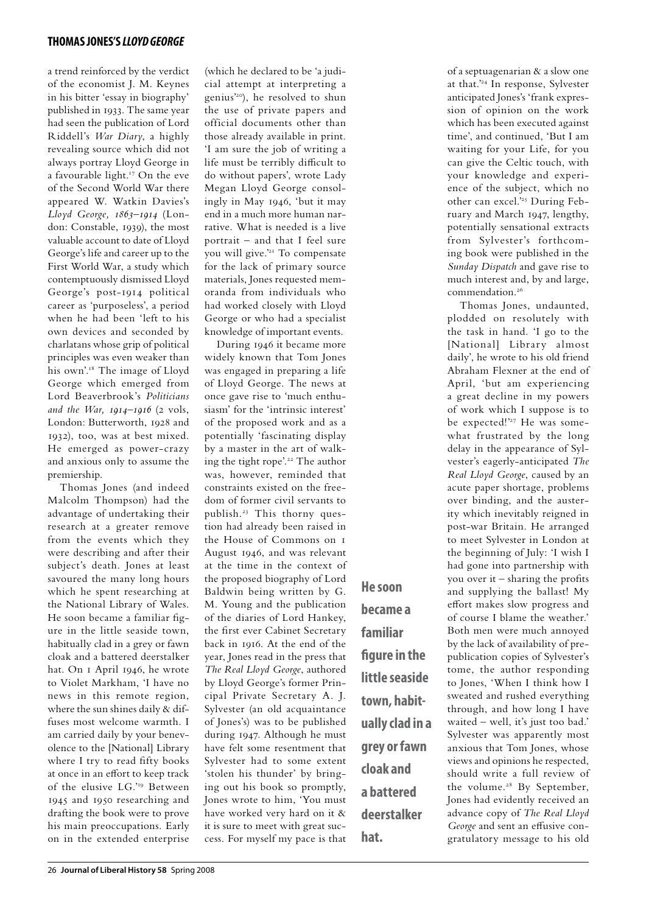a trend reinforced by the verdict of the economist J. M. Keynes in his bitter 'essay in biography' published in 1933. The same year had seen the publication of Lord Riddell's *War Diary*, a highly revealing source which did not always portray Lloyd George in a favourable light.[17] On the eve of the Second World War there appeared W. Watkin Davies's *Lloyd George, 1863–1914* (London: Constable, 1939), the most valuable account to date of Lloyd George's life and career up to the First World War, a study which contemptuously dismissed Lloyd George's post-1914 political career as 'purposeless', a period when he had been 'left to his own devices and seconded by charlatans whose grip of political principles was even weaker than his own'.[18] The image of Lloyd George which emerged from Lord Beaverbrook's *Politicians and the War, 1914–1916* (2 vols, London: Butterworth, 1928 and 1932), too, was at best mixed. He emerged as power-crazy and anxious only to assume the premiership.

Thomas Jones (and indeed Malcolm Thompson) had the advantage of undertaking their research at a greater remove from the events which they were describing and after their subject's death. Jones at least savoured the many long hours which he spent researching at the National Library of Wales. He soon became a familiar figure in the little seaside town, habitually clad in a grey or fawn cloak and a battered deerstalker hat. On 1 April 1946, he wrote to Violet Markham, 'I have no news in this remote region, where the sun shines daily & diffuses most welcome warmth. I am carried daily by your benevolence to the [National] Library where I try to read fifty books at once in an effort to keep track of the elusive LG.'[19] Between 1945 and 1950 researching and drafting the book were to prove his main preoccupations. Early on in the extended enterprise (which he declared to be 'a judicial attempt at interpreting a genius'[20]), he resolved to shun the use of private papers and official documents other than those already available in print. 'I am sure the job of writing a life must be terribly difficult to do without papers', wrote Lady Megan Lloyd George consolingly in May 1946, 'but it may end in a much more human narrative. What is needed is a live portrait – and that I feel sure you will give.'[21] To compensate for the lack of primary source materials, Jones requested memoranda from individuals who had worked closely with Lloyd George or who had a specialist knowledge of important events.

During 1946 it became more widely known that Tom Jones was engaged in preparing a life of Lloyd George. The news at once gave rise to 'much enthusiasm' for the 'intrinsic interest' of the proposed work and as a potentially 'fascinating display by a master in the art of walking the tight rope'.[22] The author was, however, reminded that constraints existed on the freedom of former civil servants to publish.[23] This thorny question had already been raised in the House of Commons on 1 August 1946, and was relevant at the time in the context of the proposed biography of Lord Baldwin being written by G. M. Young and the publication of the diaries of Lord Hankey, the first ever Cabinet Secretary back in 1916. At the end of the year, Jones read in the press that *The Real Lloyd George*, authored by Lloyd George's former Principal Private Secretary A. J. Sylvester (an old acquaintance of Jones's) was to be published during 1947. Although he must have felt some resentment that Sylvester had to some extent 'stolen his thunder' by bringing out his book so promptly, Jones wrote to him, 'You must have worked very hard on it & it is sure to meet with great success. For myself my pace is that of a septuagenarian & a slow one at that.'[24] In response, Sylvester anticipated Jones's 'frank expression of opinion on the work which has been executed against time', and continued, 'But I am waiting for your Life, for you can give the Celtic touch, with your knowledge and experience of the subject, which no other can excel.'[25] During February and March 1947, lengthy, potentially sensational extracts from Sylvester's forthcoming book were published in the *Sunday Dispatch* and gave rise to much interest and, by and large, commendation.[26]

**He soon became a familiar figure in the little seaside town, habitually clad in a grey or fawn cloak and a battered deerstalker hat.**

Thomas Jones, undaunted, plodded on resolutely with the task in hand. 'I go to the [National] Library almost daily', he wrote to his old friend Abraham Flexner at the end of April, 'but am experiencing a great decline in my powers of work which I suppose is to be expected!'[27] He was somewhat frustrated by the long delay in the appearance of Sylvester's eagerly-anticipated *The Real Lloyd George*, caused by an acute paper shortage, problems over binding, and the austerity which inevitably reigned in post-war Britain. He arranged to meet Sylvester in London at the beginning of July: 'I wish I had gone into partnership with you over it – sharing the profits and supplying the ballast! My effort makes slow progress and of course I blame the weather.' Both men were much annoyed by the lack of availability of pre-publication copies of Sylvester's tome, the author responding to Jones, 'When I think how I sweated and rushed everything through, and how long I have waited – well, it's just too bad.' Sylvester was apparently most anxious that Tom Jones, whose views and opinions he respected, should write a full review of the volume.[28] By September, Jones had evidently received an advance copy of *The Real Lloyd George* and sent an effusive congratulatory message to his old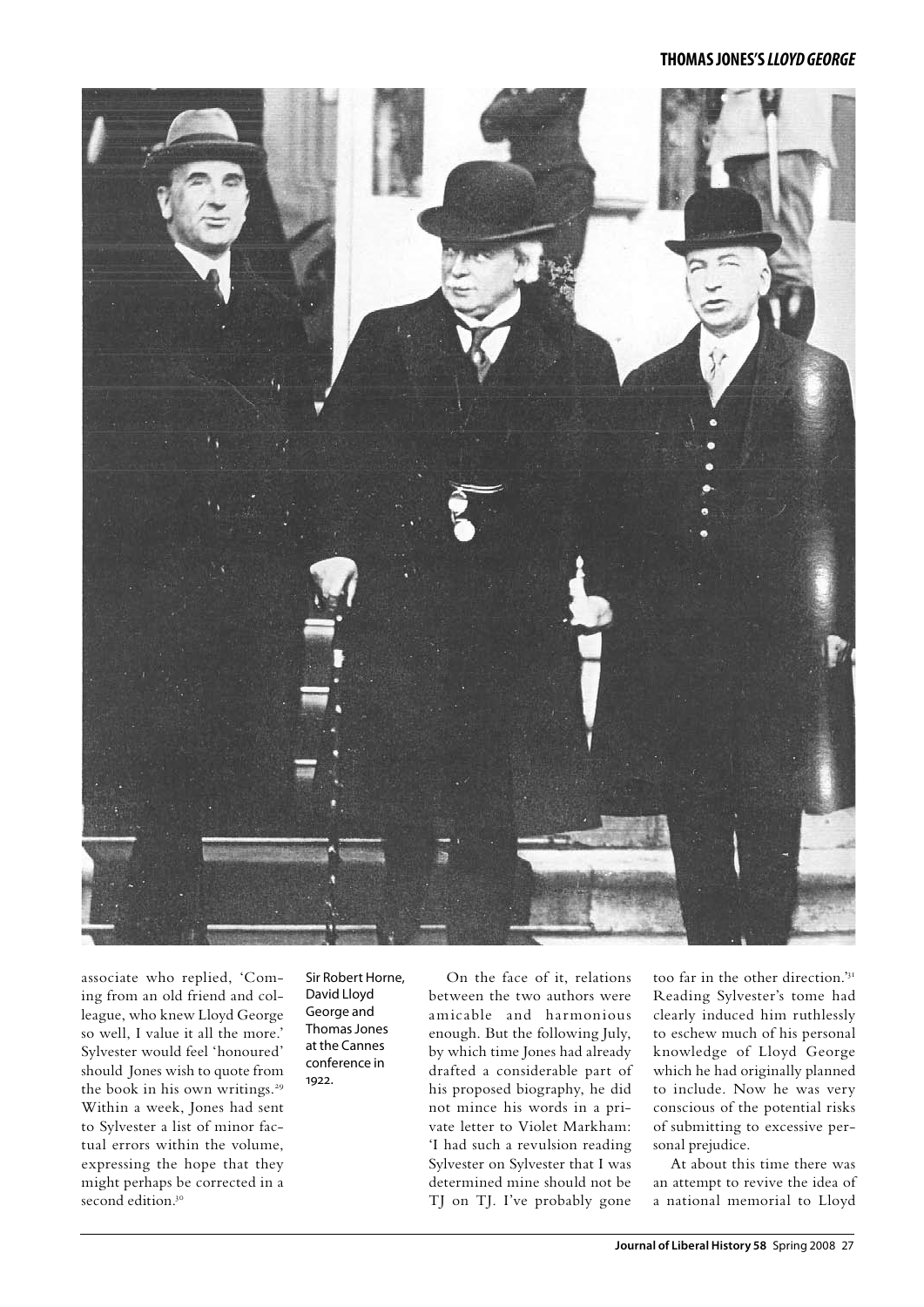associate who replied, 'Coming from an old friend and colleague, who knew Lloyd George so well, I value it all the more.' Sylvester would feel 'honoured' should Jones wish to quote from the book in his own writings.[29] Within a week, Jones had sent to Sylvester a list of minor factual errors within the volume, expressing the hope that they might perhaps be corrected in a second edition.[30]

Sir Robert Horne, David Lloyd George and Thomas Jones at the Cannes conference in 1922.

On the face of it, relations between the two authors were amicable and harmonious enough. But the following July, by which time Jones had already drafted a considerable part of his proposed biography, he did not mince his words in a private letter to Violet Markham: 'I had such a revulsion reading Sylvester on Sylvester that I was determined mine should not be TJ on TJ. I've probably gone too far in the other direction.'[31] Reading Sylvester's tome had clearly induced him ruthlessly to eschew much of his personal knowledge of Lloyd George which he had originally planned to include. Now he was very conscious of the potential risks of submitting to excessive personal prejudice.

At about this time there was an attempt to revive the idea of a national memorial to Lloyd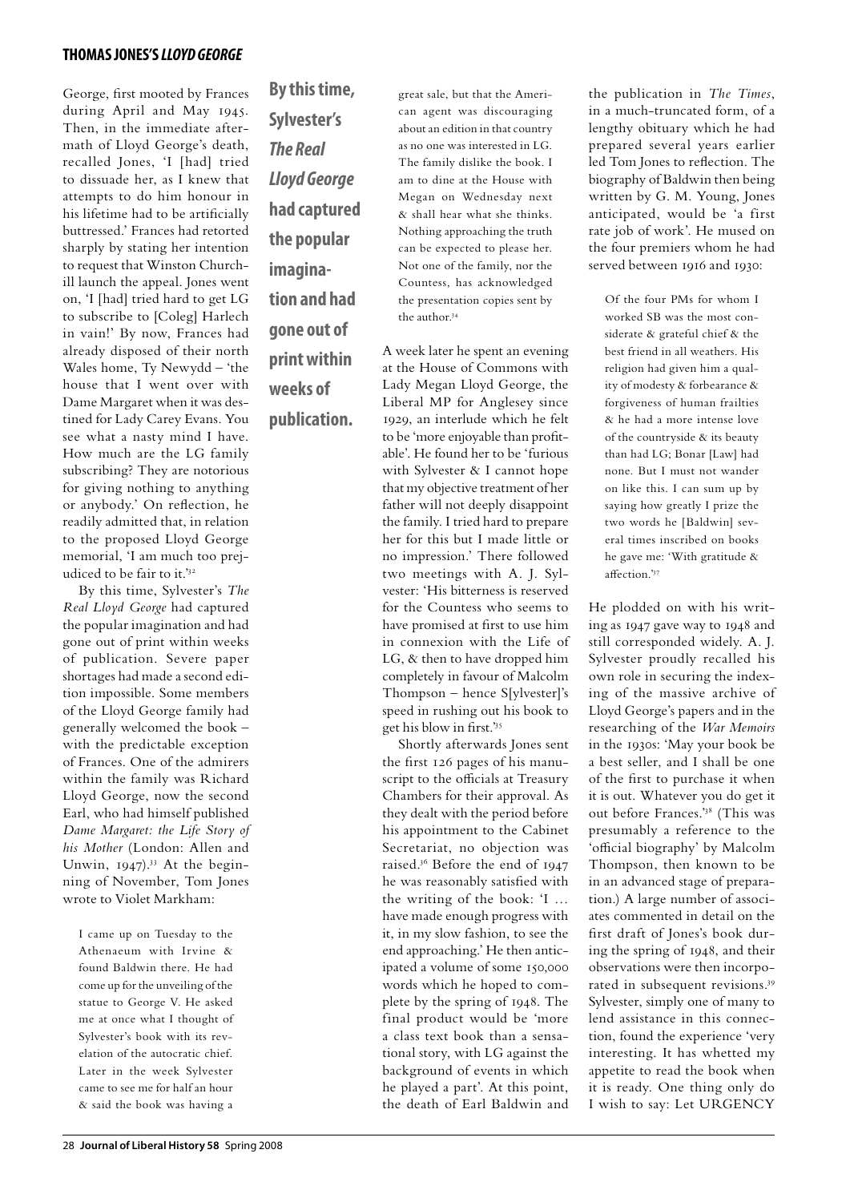George, first mooted by Frances during April and May 1945. Then, in the immediate aftermath of Lloyd George's death, recalled Jones, 'I [had] tried to dissuade her, as I knew that attempts to do him honour in his lifetime had to be artificially buttressed.' Frances had retorted sharply by stating her intention to request that Winston Churchill launch the appeal. Jones went on, 'I [had] tried hard to get LG to subscribe to [Coleg] Harlech in vain!' By now, Frances had already disposed of their north Wales home, Ty Newydd – 'the house that I went over with Dame Margaret when it was destined for Lady Carey Evans. You see what a nasty mind I have. How much are the LG family subscribing? They are notorious for giving nothing to anything or anybody.' On reflection, he readily admitted that, in relation to the proposed Lloyd George memorial, 'I am much too prejudiced to be fair to it.'[32]

**By this time, Sylvester's *The Real Lloyd George* had captured the popular imagination and had gone out of print within weeks of publication.**

By this time, Sylvester's *The Real Lloyd George* had captured the popular imagination and had gone out of print within weeks of publication. Severe paper shortages had made a second edition impossible. Some members of the Lloyd George family had generally welcomed the book – with the predictable exception of Frances. One of the admirers within the family was Richard Lloyd George, now the second Earl, who had himself published *Dame Margaret: the Life Story of his Mother* (London: Allen and Unwin, 1947).[33] At the beginning of November, Tom Jones wrote to Violet Markham:

> I came up on Tuesday to the Athenaeum with Irvine & found Baldwin there. He had come up for the unveiling of the statue to George V. He asked me at once what I thought of Sylvester's book with its revelation of the autocratic chief. Later in the week Sylvester came to see me for half an hour & said the book was having a great sale, but that the American agent was discouraging about an edition in that country as no one was interested in LG. The family dislike the book. I am to dine at the House with Megan on Wednesday next & shall hear what she thinks. Nothing approaching the truth can be expected to please her. Not one of the family, nor the Countess, has acknowledged the presentation copies sent by the author.[34]

A week later he spent an evening at the House of Commons with Lady Megan Lloyd George, the Liberal MP for Anglesey since 1929, an interlude which he felt to be 'more enjoyable than profitable'. He found her to be 'furious with Sylvester & I cannot hope that my objective treatment of her father will not deeply disappoint the family. I tried hard to prepare her for this but I made little or no impression.' There followed two meetings with A. J. Sylvester: 'His bitterness is reserved for the Countess who seems to have promised at first to use him in connexion with the Life of LG, & then to have dropped him completely in favour of Malcolm Thompson – hence S[ylvester]'s speed in rushing out his book to get his blow in first.'[35]

Shortly afterwards Jones sent the first 126 pages of his manuscript to the officials at Treasury Chambers for their approval. As they dealt with the period before his appointment to the Cabinet Secretariat, no objection was raised.[36] Before the end of 1947 he was reasonably satisfied with the writing of the book: 'I … have made enough progress with it, in my slow fashion, to see the end approaching.' He then anticipated a volume of some 150,000 words which he hoped to complete by the spring of 1948. The final product would be 'more a class text book than a sensational story, with LG against the background of events in which he played a part'. At this point, the death of Earl Baldwin and the publication in *The Times*, in a much-truncated form, of a lengthy obituary which he had prepared several years earlier led Tom Jones to reflection. The biography of Baldwin then being written by G. M. Young, Jones anticipated, would be 'a first rate job of work'. He mused on the four premiers whom he had served between 1916 and 1930:

> Of the four PMs for whom I worked SB was the most considerate & grateful chief & the best friend in all weathers. His religion had given him a quality of modesty & forbearance & forgiveness of human frailties & he had a more intense love of the countryside & its beauty than had LG; Bonar [Law] had none. But I must not wander on like this. I can sum up by saying how greatly I prize the two words he [Baldwin] several times inscribed on books he gave me: 'With gratitude & affection.'[37]

He plodded on with his writing as 1947 gave way to 1948 and still corresponded widely. A. J. Sylvester proudly recalled his own role in securing the indexing of the massive archive of Lloyd George's papers and in the researching of the *War Memoirs* in the 1930s: 'May your book be a best seller, and I shall be one of the first to purchase it when it is out. Whatever you do get it out before Frances.'[38] (This was presumably a reference to the 'official biography' by Malcolm Thompson, then known to be in an advanced stage of preparation.) A large number of associates commented in detail on the first draft of Jones's book during the spring of 1948, and their observations were then incorporated in subsequent revisions.[39] Sylvester, simply one of many to lend assistance in this connection, found the experience 'very interesting. It has whetted my appetite to read the book when it is ready. One thing only do I wish to say: Let URGENCY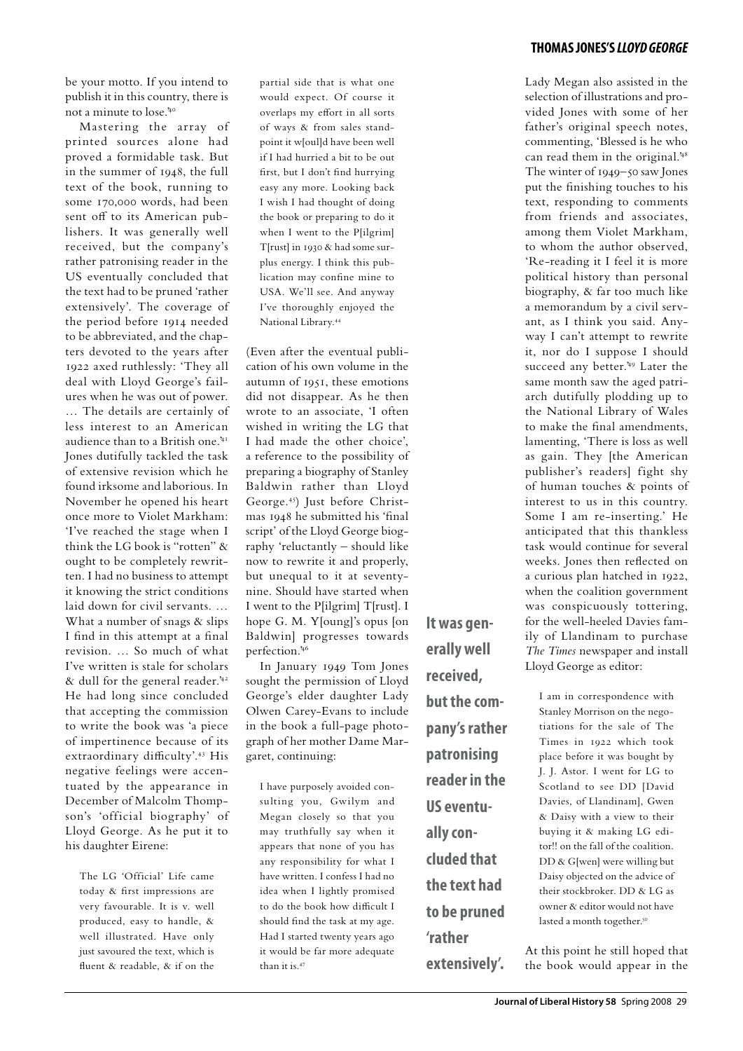be your motto. If you intend to publish it in this country, there is not a minute to lose.'[40]

Mastering the array of printed sources alone had proved a formidable task. But in the summer of 1948, the full text of the book, running to some 170,000 words, had been sent off to its American publishers. It was generally well received, but the company's rather patronising reader in the US eventually concluded that the text had to be pruned 'rather extensively'. The coverage of the period before 1914 needed to be abbreviated, and the chapters devoted to the years after 1922 axed ruthlessly: 'They all deal with Lloyd George's failures when he was out of power. … The details are certainly of less interest to an American audience than to a British one.'[41] Jones dutifully tackled the task of extensive revision which he found irksome and laborious. In November he opened his heart once more to Violet Markham: 'I've reached the stage when I think the LG book is "rotten" & ought to be completely rewritten. I had no business to attempt it knowing the strict conditions laid down for civil servants. … What a number of snags & slips I find in this attempt at a final revision. … So much of what I've written is stale for scholars & dull for the general reader.'[42] He had long since concluded that accepting the commission to write the book was 'a piece of impertinence because of its extraordinary difficulty'.[43] His negative feelings were accentuated by the appearance in December of Malcolm Thompson's 'official biography' of Lloyd George. As he put it to his daughter Eirene:

> The LG 'Official' Life came today & first impressions are very favourable. It is v. well produced, easy to handle, & well illustrated. Have only just savoured the text, which is fluent & readable, & if on the partial side that is what one would expect. Of course it overlaps my effort in all sorts of ways & from sales standpoint it w[oul]d have been well if I had hurried a bit to be out first, but I don't find hurrying easy any more. Looking back I wish I had thought of doing the book or preparing to do it when I went to the P[ilgrim] T[rust] in 1930 & had some surplus energy. I think this publication may confine mine to USA. We'll see. And anyway I've thoroughly enjoyed the National Library.[44]

(Even after the eventual publication of his own volume in the autumn of 1951, these emotions did not disappear. As he then wrote to an associate, 'I often wished in writing the LG that I had made the other choice', a reference to the possibility of preparing a biography of Stanley Baldwin rather than Lloyd George.[45]) Just before Christmas 1948 he submitted his 'final script' of the Lloyd George biography 'reluctantly – should like now to rewrite it and properly, but unequal to it at seventy-nine. Should have started when I went to the P[ilgrim] T[rust]. I hope G. M. Y[oung]'s opus [on Baldwin] progresses towards perfection.'[46]

In January 1949 Tom Jones sought the permission of Lloyd George's elder daughter Lady Olwen Carey-Evans to include in the book a full-page photograph of her mother Dame Margaret, continuing:

> I have purposely avoided consulting you, Gwilym and Megan closely so that you may truthfully say when it appears that none of you has any responsibility for what I have written. I confess I had no idea when I lightly promised to do the book how difficult I should find the task at my age. Had I started twenty years ago it would be far more adequate than it is.[47]

**It was generally well received, but the company's rather patronising reader in the US eventually concluded that the text had to be pruned 'rather extensively'.**

Lady Megan also assisted in the selection of illustrations and provided Jones with some of her father's original speech notes, commenting, 'Blessed is he who can read them in the original.'[48] The winter of 1949–50 saw Jones put the finishing touches to his text, responding to comments from friends and associates, among them Violet Markham, to whom the author observed, 'Re-reading it I feel it is more political history than personal biography, & far too much like a memorandum by a civil servant, as I think you said. Anyway I can't attempt to rewrite it, nor do I suppose I should succeed any better.'[49] Later the same month saw the aged patriarch dutifully plodding up to the National Library of Wales to make the final amendments, lamenting, 'There is loss as well as gain. They [the American publisher's readers] fight shy of human touches & points of interest to us in this country. Some I am re-inserting.' He anticipated that this thankless task would continue for several weeks. Jones then reflected on a curious plan hatched in 1922, when the coalition government was conspicuously tottering, for the well-heeled Davies family of Llandinam to purchase *The Times* newspaper and install Lloyd George as editor:

> I am in correspondence with Stanley Morrison on the negotiations for the sale of The Times in 1922 which took place before it was bought by J. J. Astor. I went for LG to Scotland to see DD [David Davies, of Llandinam], Gwen & Daisy with a view to their buying it & making LG editor!! on the fall of the coalition. DD & G[wen] were willing but Daisy objected on the advice of their stockbroker. DD & LG as owner & editor would not have lasted a month together.[50]

At this point he still hoped that the book would appear in the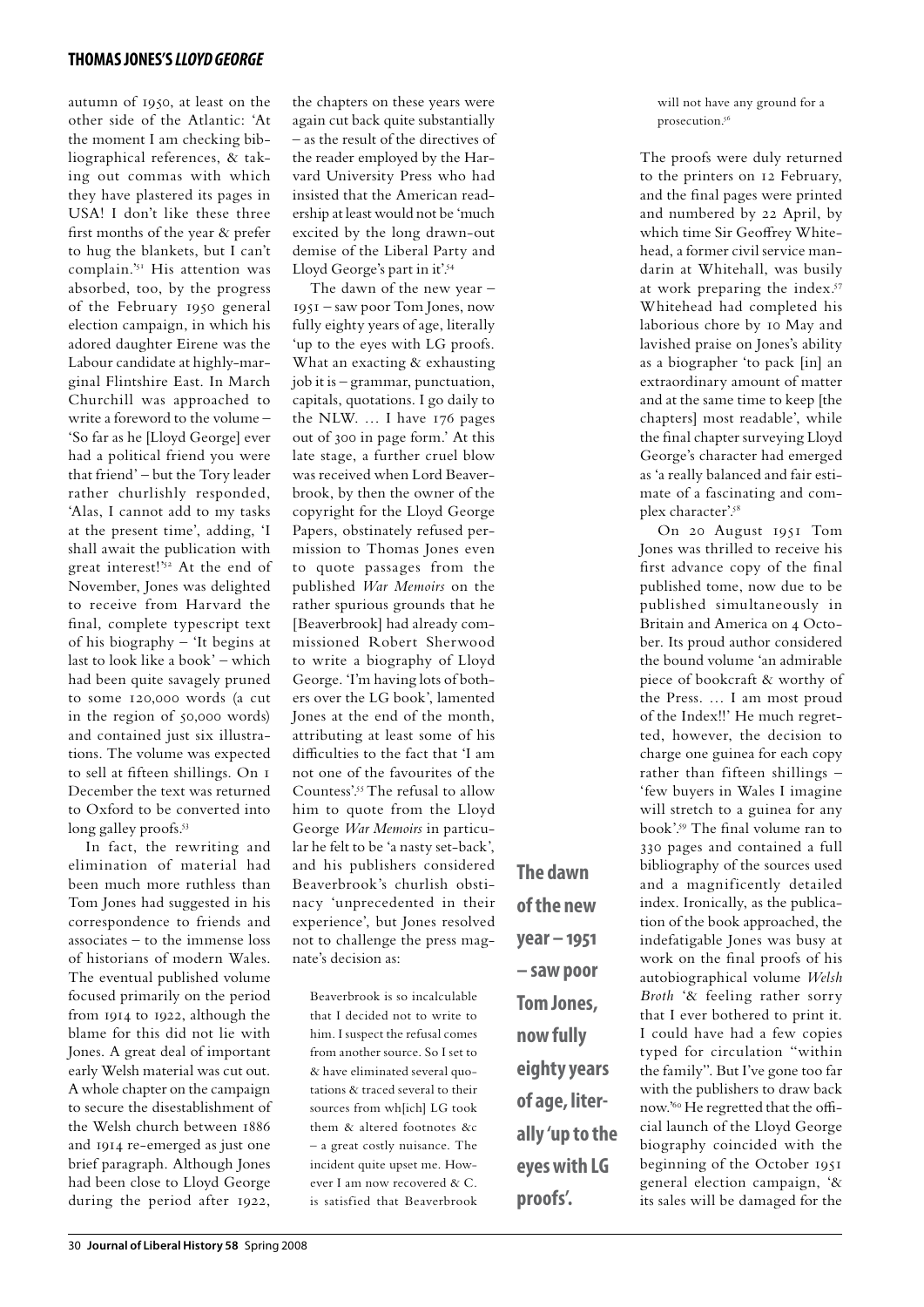autumn of 1950, at least on the other side of the Atlantic: 'At the moment I am checking bibliographical references, & taking out commas with which they have plastered its pages in USA! I don't like these three first months of the year & prefer to hug the blankets, but I can't complain.'[51] His attention was absorbed, too, by the progress of the February 1950 general election campaign, in which his adored daughter Eirene was the Labour candidate at highly-marginal Flintshire East. In March Churchill was approached to write a foreword to the volume – 'So far as he [Lloyd George] ever had a political friend you were that friend' – but the Tory leader rather churlishly responded, 'Alas, I cannot add to my tasks at the present time', adding, 'I shall await the publication with great interest!'[52] At the end of November, Jones was delighted to receive from Harvard the final, complete typescript text of his biography – 'It begins at last to look like a book' – which had been quite savagely pruned to some 120,000 words (a cut in the region of 50,000 words) and contained just six illustrations. The volume was expected to sell at fifteen shillings. On 1 December the text was returned to Oxford to be converted into long galley proofs.[53]

In fact, the rewriting and elimination of material had been much more ruthless than Tom Jones had suggested in his correspondence to friends and associates – to the immense loss of historians of modern Wales. The eventual published volume focused primarily on the period from 1914 to 1922, although the blame for this did not lie with Jones. A great deal of important early Welsh material was cut out. A whole chapter on the campaign to secure the disestablishment of the Welsh church between 1886 and 1914 re-emerged as just one brief paragraph. Although Jones had been close to Lloyd George during the period after 1922, the chapters on these years were again cut back quite substantially – as the result of the directives of the reader employed by the Harvard University Press who had insisted that the American readership at least would not be 'much excited by the long drawn-out demise of the Liberal Party and Lloyd George's part in it'.[54]

The dawn of the new year – 1951 – saw poor Tom Jones, now fully eighty years of age, literally 'up to the eyes with LG proofs. What an exacting & exhausting job it is – grammar, punctuation, capitals, quotations. I go daily to the NLW. … I have 176 pages out of 300 in page form.' At this late stage, a further cruel blow was received when Lord Beaverbrook, by then the owner of the copyright for the Lloyd George Papers, obstinately refused permission to Thomas Jones even to quote passages from the published *War Memoirs* on the rather spurious grounds that he [Beaverbrook] had already commissioned Robert Sherwood to write a biography of Lloyd George. 'I'm having lots of bothers over the LG book', lamented Jones at the end of the month, attributing at least some of his difficulties to the fact that 'I am not one of the favourites of the Countess'.[55] The refusal to allow him to quote from the Lloyd George *War Memoirs* in particular he felt to be 'a nasty set-back', and his publishers considered Beaverbrook's churlish obstinacy 'unprecedented in their experience', but Jones resolved not to challenge the press magnate's decision as:

> Beaverbrook is so incalculable that I decided not to write to him. I suspect the refusal comes from another source. So I set to & have eliminated several quotations & traced several to their sources from wh[ich] LG took them & altered footnotes &c – a great costly nuisance. The incident quite upset me. However I am now recovered & C. is satisfied that Beaverbrook will not have any ground for a prosecution.[56]

**The dawn of the new year – 1951 – saw poor Tom Jones, now fully eighty years of age, literally 'up to the eyes with LG proofs'.**

The proofs were duly returned to the printers on 12 February, and the final pages were printed and numbered by 22 April, by which time Sir Geoffrey Whitehead, a former civil service mandarin at Whitehall, was busily at work preparing the index.[57] Whitehead had completed his laborious chore by 10 May and lavished praise on Jones's ability as a biographer 'to pack [in] an extraordinary amount of matter and at the same time to keep [the chapters] most readable', while the final chapter surveying Lloyd George's character had emerged as 'a really balanced and fair estimate of a fascinating and complex character'.[58]

On 20 August 1951 Tom Jones was thrilled to receive his first advance copy of the final published tome, now due to be published simultaneously in Britain and America on 4 October. Its proud author considered the bound volume 'an admirable piece of bookcraft & worthy of the Press. … I am most proud of the Index!!' He much regretted, however, the decision to charge one guinea for each copy rather than fifteen shillings – 'few buyers in Wales I imagine will stretch to a guinea for any book'.[59] The final volume ran to 330 pages and contained a full bibliography of the sources used and a magnificently detailed index. Ironically, as the publication of the book approached, the indefatigable Jones was busy at work on the final proofs of his autobiographical volume *Welsh Broth* '& feeling rather sorry that I ever bothered to print it. I could have had a few copies typed for circulation "within the family". But I've gone too far with the publishers to draw back now.'[60] He regretted that the official launch of the Lloyd George biography coincided with the beginning of the October 1951 general election campaign, '& its sales will be damaged for the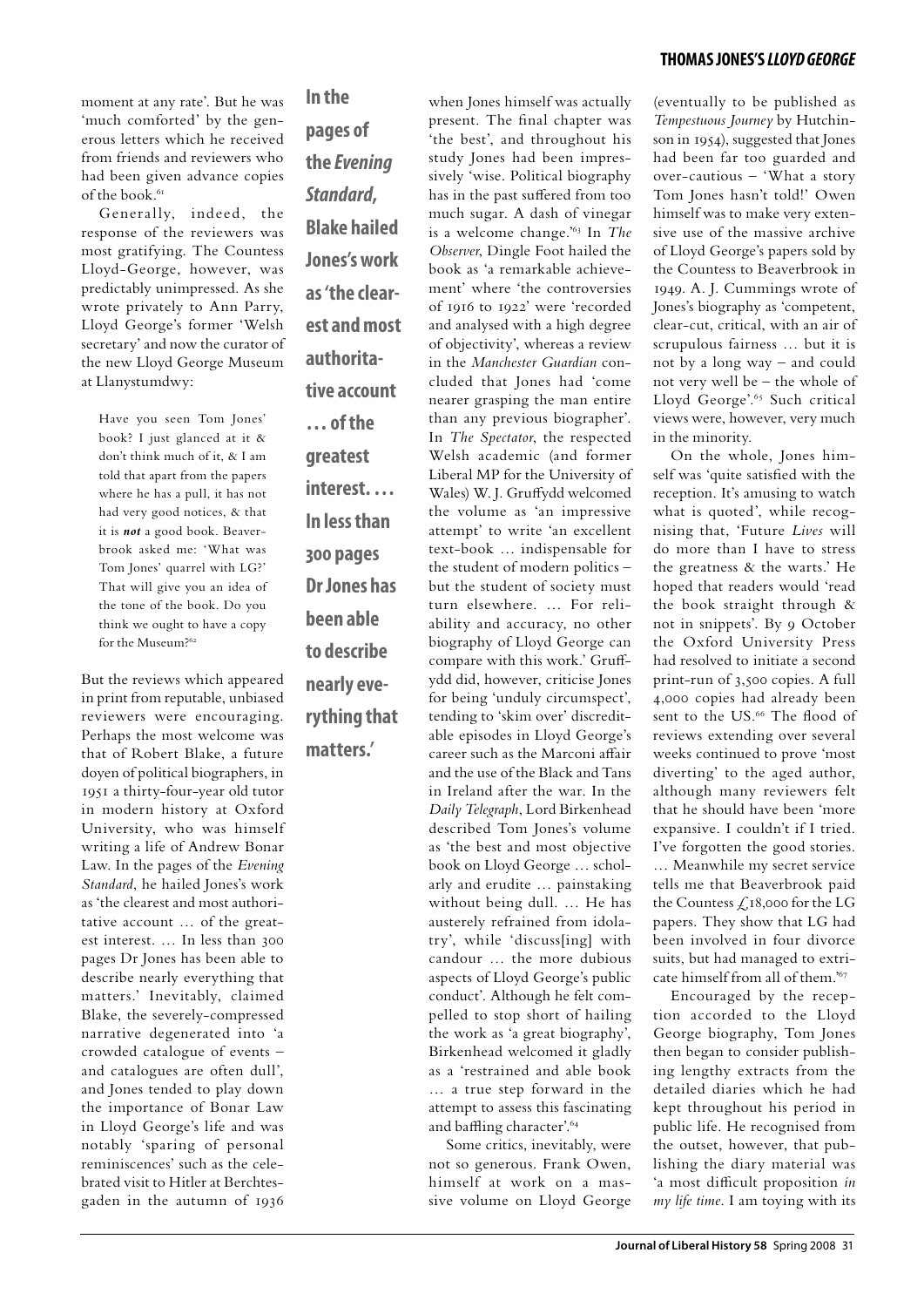moment at any rate'. But he was 'much comforted' by the generous letters which he received from friends and reviewers who had been given advance copies of the book.[61]

Generally, indeed, the response of the reviewers was most gratifying. The Countess Lloyd-George, however, was predictably unimpressed. As she wrote privately to Ann Parry, Lloyd George's former 'Welsh secretary' and now the curator of the new Lloyd George Museum at Llanystumdwy:

> Have you seen Tom Jones' book? I just glanced at it & don't think much of it, & I am told that apart from the papers where he has a pull, it has not had very good notices, & that it is ***not*** a good book. Beaverbrook asked me: 'What was Tom Jones' quarrel with LG?' That will give you an idea of the tone of the book. Do you think we ought to have a copy for the Museum?[62]

But the reviews which appeared in print from reputable, unbiased reviewers were encouraging. Perhaps the most welcome was that of Robert Blake, a future doyen of political biographers, in 1951 a thirty-four-year old tutor in modern history at Oxford University, who was himself writing a life of Andrew Bonar Law. In the pages of the *Evening Standard*, he hailed Jones's work as 'the clearest and most authoritative account … of the greatest interest. … In less than 300 pages Dr Jones has been able to describe nearly everything that matters.' Inevitably, claimed Blake, the severely-compressed narrative degenerated into 'a crowded catalogue of events – and catalogues are often dull', and Jones tended to play down the importance of Bonar Law in Lloyd George's life and was notably 'sparing of personal reminiscences' such as the celebrated visit to Hitler at Berchtesgaden in the autumn of 1936 when Jones himself was actually present. The final chapter was 'the best', and throughout his study Jones had been impressively 'wise. Political biography has in the past suffered from too much sugar. A dash of vinegar is a welcome change.'[63] In *The Observer*, Dingle Foot hailed the book as 'a remarkable achievement' where 'the controversies of 1916 to 1922' were 'recorded and analysed with a high degree of objectivity', whereas a review in the *Manchester Guardian* concluded that Jones had 'come nearer grasping the man entire than any previous biographer'. In *The Spectator*, the respected Welsh academic (and former Liberal MP for the University of Wales) W. J. Gruffydd welcomed the volume as 'an impressive attempt' to write 'an excellent text-book … indispensable for the student of modern politics – but the student of society must turn elsewhere. … For reliability and accuracy, no other biography of Lloyd George can compare with this work.' Gruffydd did, however, criticise Jones for being 'unduly circumspect', tending to 'skim over' discreditable episodes in Lloyd George's career such as the Marconi affair and the use of the Black and Tans in Ireland after the war. In the *Daily Telegraph*, Lord Birkenhead described Tom Jones's volume as 'the best and most objective book on Lloyd George … scholarly and erudite … painstaking without being dull. … He has austerely refrained from idolatry', while 'discuss[ing] with candour … the more dubious aspects of Lloyd George's public conduct'. Although he felt compelled to stop short of hailing the work as 'a great biography', Birkenhead welcomed it gladly as a 'restrained and able book … a true step forward in the attempt to assess this fascinating and baffling character'.[64]

Some critics, inevitably, were not so generous. Frank Owen, himself at work on a massive volume on Lloyd George (eventually to be published as *Tempestuous Journey* by Hutchinson in 1954), suggested that Jones had been far too guarded and over-cautious – 'What a story Tom Jones hasn't told!' Owen himself was to make very extensive use of the massive archive of Lloyd George's papers sold by the Countess to Beaverbrook in 1949. A. J. Cummings wrote of Jones's biography as 'competent, clear-cut, critical, with an air of scrupulous fairness … but it is not by a long way – and could not very well be – the whole of Lloyd George'.[65] Such critical views were, however, very much in the minority.

On the whole, Jones himself was 'quite satisfied with the reception. It's amusing to watch what is quoted', while recognising that, 'Future *Lives* will do more than I have to stress the greatness & the warts.' He hoped that readers would 'read the book straight through & not in snippets'. By 9 October the Oxford University Press had resolved to initiate a second print-run of 3,500 copies. A full 4,000 copies had already been sent to the US.[66] The flood of reviews extending over several weeks continued to prove 'most diverting' to the aged author, although many reviewers felt that he should have been 'more expansive. I couldn't if I tried. I've forgotten the good stories. … Meanwhile my secret service tells me that Beaverbrook paid the Countess £18,000 for the LG papers. They show that LG had been involved in four divorce suits, but had managed to extricate himself from all of them.'[67]

Encouraged by the reception accorded to the Lloyd George biography, Tom Jones then began to consider publishing lengthy extracts from the detailed diaries which he had kept throughout his period in public life. He recognised from the outset, however, that publishing the diary material was 'a most difficult proposition *in my life time*. I am toying with its

**In the pages of the *Evening Standard*, Blake hailed Jones's work as 'the clearest and most authoritative account … of the greatest interest. … In less than 300 pages Dr Jones has been able to describe nearly everything that matters.'**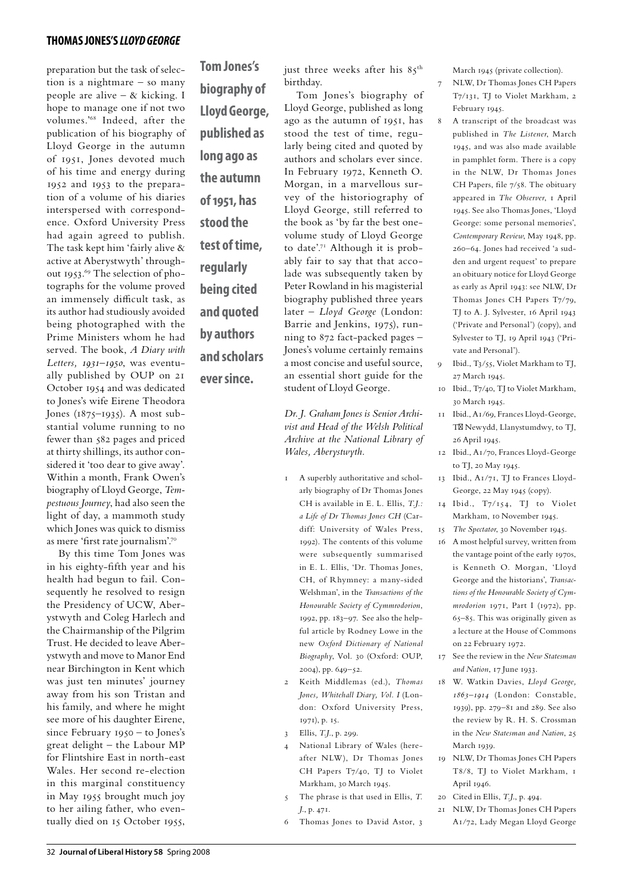preparation but the task of selection is a nightmare – so many people are alive – & kicking. I hope to manage one if not two volumes.'[68] Indeed, after the publication of his biography of Lloyd George in the autumn of 1951, Jones devoted much of his time and energy during 1952 and 1953 to the preparation of a volume of his diaries interspersed with correspondence. Oxford University Press had again agreed to publish. The task kept him 'fairly alive & active at Aberystwyth' throughout 1953.[69] The selection of photographs for the volume proved an immensely difficult task, as its author had studiously avoided being photographed with the Prime Ministers whom he had served. The book, *A Diary with Letters, 1931–1950*, was eventually published by OUP on 21 October 1954 and was dedicated to Jones's wife Eirene Theodora Jones (1875–1935). A most substantial volume running to no fewer than 582 pages and priced at thirty shillings, its author considered it 'too dear to give away'. Within a month, Frank Owen's biography of Lloyd George, *Tempestuous Journey*, had also seen the light of day, a mammoth study which Jones was quick to dismiss as mere 'first rate journalism'.[70]

By this time Tom Jones was in his eighty-fifth year and his health had begun to fail. Consequently he resolved to resign the Presidency of UCW, Aberystwyth and Coleg Harlech and the Chairmanship of the Pilgrim Trust. He decided to leave Aberystwyth and move to Manor End near Birchington in Kent which was just ten minutes' journey away from his son Tristan and his family, and where he might see more of his daughter Eirene, since February 1950 – to Jones's great delight – the Labour MP for Flintshire East in north-east Wales. Her second re-election in this marginal constituency in May 1955 brought much joy to her ailing father, who eventually died on 15 October 1955, just three weeks after his 85th birthday.

**Tom Jones's biography of Lloyd George, published as long ago as the autumn of 1951, has stood the test of time, regularly being cited and quoted by authors and scholars ever since.**

Tom Jones's biography of Lloyd George, published as long ago as the autumn of 1951, has stood the test of time, regularly being cited and quoted by authors and scholars ever since. In February 1972, Kenneth O. Morgan, in a marvellous survey of the historiography of Lloyd George, still referred to the book as 'by far the best one-volume study of Lloyd George to date'.[71] Although it is probably fair to say that that accolade was subsequently taken by Peter Rowland in his magisterial biography published three years later – *Lloyd George* (London: Barrie and Jenkins, 1975), running to 872 fact-packed pages – Jones's volume certainly remains a most concise and useful source, an essential short guide for the student of Lloyd George.

*Dr. J. Graham Jones is Senior Archivist and Head of the Welsh Political Archive at the National Library of Wales, Aberystwyth.*

1. A superbly authoritative and scholarly biography of Dr Thomas Jones CH is available in E. L. Ellis, *T.J.: a Life of Dr Thomas Jones CH* (Cardiff: University of Wales Press, 1992). The contents of this volume were subsequently summarised in E. L. Ellis, 'Dr. Thomas Jones, CH, of Rhymney: a many-sided Welshman', in the *Transactions of the Honourable Society of Cymmrodorion*, 1992, pp. 183–97. See also the helpful article by Rodney Lowe in the new *Oxford Dictionary of National Biography*, Vol. 30 (Oxford: OUP, 2004), pp. 649–52.
2. Keith Middlemas (ed.), *Thomas Jones, Whitehall Diary, Vol. I* (London: Oxford University Press, 1971), p. 15.
3. Ellis, *T.J.*, p. 299.
4. National Library of Wales (hereafter NLW), Dr Thomas Jones CH Papers T7/40, TJ to Violet Markham, 30 March 1945.
5. The phrase is that used in Ellis, *T. J.*, p. 471.
6. Thomas Jones to David Astor, 3 March 1945 (private collection).
7. NLW, Dr Thomas Jones CH Papers T7/131, TJ to Violet Markham, 2 February 1945.
8. A transcript of the broadcast was published in *The Listener*, March 1945, and was also made available in pamphlet form. There is a copy in the NLW, Dr Thomas Jones CH Papers, file 7/58. The obituary appeared in *The Observer*, 1 April 1945. See also Thomas Jones, 'Lloyd George: some personal memories', *Contemporary Review*, May 1948, pp. 260–64. Jones had received 'a sudden and urgent request' to prepare an obituary notice for Lloyd George as early as April 1943: see NLW, Dr Thomas Jones CH Papers T7/79, TJ to A. J. Sylvester, 16 April 1943 ('Private and Personal') (copy), and Sylvester to TJ, 19 April 1943 ('Private and Personal').
9. Ibid., T3/55, Violet Markham to TJ, 27 March 1945.
10. Ibid., T7/40, TJ to Violet Markham, 30 March 1945.
11. Ibid., A1/69, Frances Lloyd-George, Tŷ Newydd, Llanystumdwy, to TJ, 26 April 1945.
12. Ibid., A1/70, Frances Lloyd-George to TJ, 20 May 1945.
13. Ibid., A1/71, TJ to Frances Lloyd-George, 22 May 1945 (copy).
14. Ibid., T7/154, TJ to Violet Markham, 10 November 1945.
15. *The Spectator*, 30 November 1945.
16. A most helpful survey, written from the vantage point of the early 1970s, is Kenneth O. Morgan, 'Lloyd George and the historians', *Transactions of the Honourable Society of Cymmrodorion* 1971, Part I (1972), pp. 65–85. This was originally given as a lecture at the House of Commons on 22 February 1972.
17. See the review in the *New Statesman and Nation*, 17 June 1933.
18. W. Watkin Davies, *Lloyd George, 1863–1914* (London: Constable, 1939), pp. 279–81 and 289. See also the review by R. H. S. Crossman in the *New Statesman and Nation*, 25 March 1939.
19. NLW, Dr Thomas Jones CH Papers T8/8, TJ to Violet Markham, 1 April 1946.
20. Cited in Ellis, *T.J.*, p. 494.
21. NLW, Dr Thomas Jones CH Papers A1/72, Lady Megan Lloyd George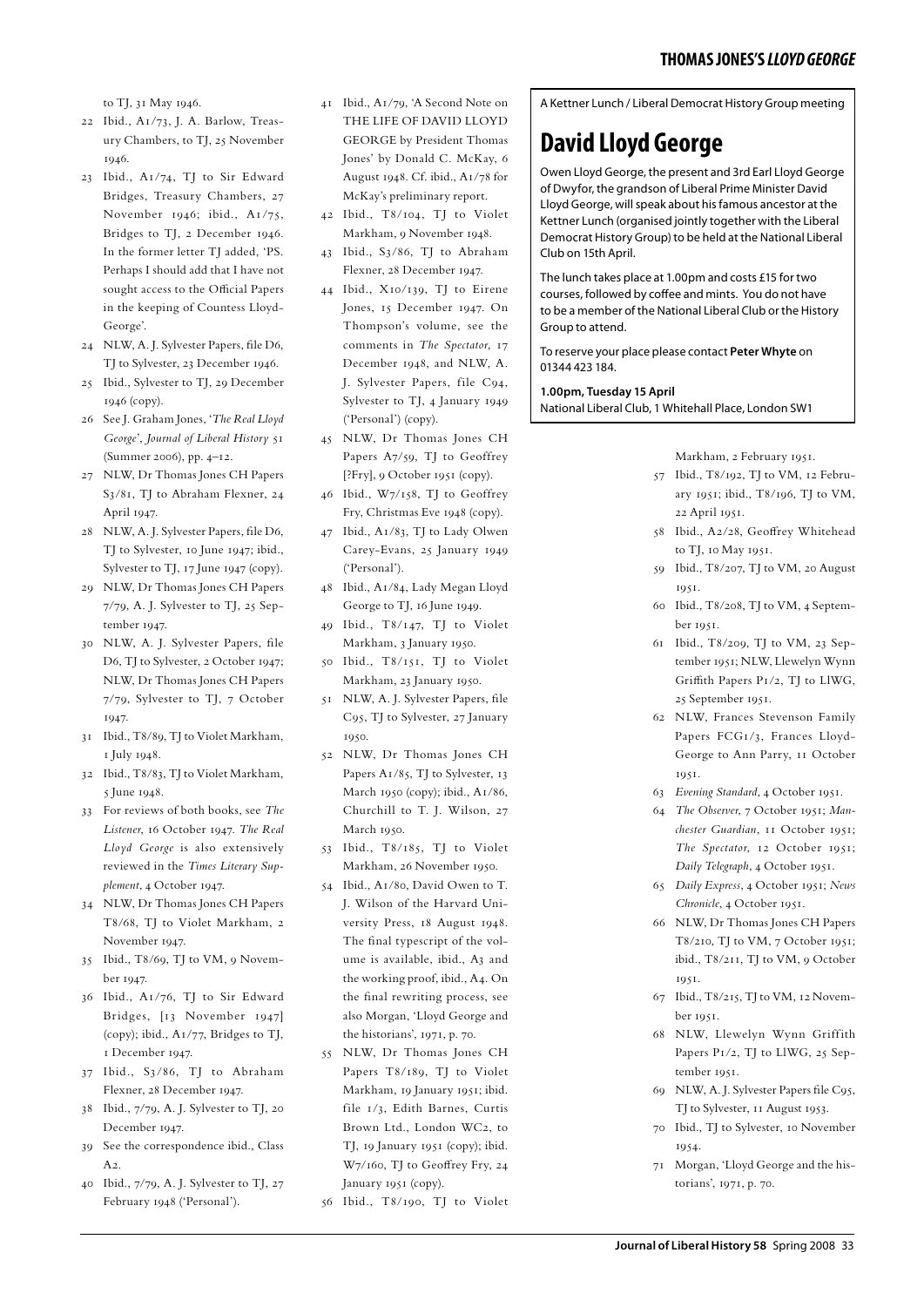to TJ, 31 May 1946.

22 Ibid., A1/73, J. A. Barlow, Treasury Chambers, to TJ, 25 November 1946.

23 Ibid., A1/74, TJ to Sir Edward Bridges, Treasury Chambers, 27 November 1946; ibid., A1/75, Bridges to TJ, 2 December 1946. In the former letter TJ added, 'PS. Perhaps I should add that I have not sought access to the Official Papers in the keeping of Countess Lloyd-George'.

24 NLW, A. J. Sylvester Papers, file D6, TJ to Sylvester, 23 December 1946.

25 Ibid., Sylvester to TJ, 29 December 1946 (copy).

26 See J. Graham Jones, '*The Real Lloyd George*', *Journal of Liberal History* 51 (Summer 2006), pp. 4–12.

27 NLW, Dr Thomas Jones CH Papers S3/81, TJ to Abraham Flexner, 24 April 1947.

28 NLW, A. J. Sylvester Papers, file D6, TJ to Sylvester, 10 June 1947; ibid., Sylvester to TJ, 17 June 1947 (copy).

29 NLW, Dr Thomas Jones CH Papers 7/79, A. J. Sylvester to TJ, 25 September 1947.

30 NLW, A. J. Sylvester Papers, file D6, TJ to Sylvester, 2 October 1947; NLW, Dr Thomas Jones CH Papers 7/79, Sylvester to TJ, 7 October 1947.

31 Ibid., T8/89, TJ to Violet Markham, 1 July 1948.

32 Ibid., T8/83, TJ to Violet Markham, 5 June 1948.

33 For reviews of both books, see *The Listener*, 16 October 1947. *The Real Lloyd George* is also extensively reviewed in the *Times Literary Supplement*, 4 October 1947.

34 NLW, Dr Thomas Jones CH Papers T8/68, TJ to Violet Markham, 2 November 1947.

35 Ibid., T8/69, TJ to VM, 9 November 1947.

36 Ibid., A1/76, TJ to Sir Edward Bridges, [13 November 1947] (copy); ibid., A1/77, Bridges to TJ, 1 December 1947.

37 Ibid., S3/86, TJ to Abraham Flexner, 28 December 1947.

38 Ibid., 7/79, A. J. Sylvester to TJ, 20 December 1947.

39 See the correspondence ibid., Class A2.

40 Ibid., 7/79, A. J. Sylvester to TJ, 27 February 1948 ('Personal').

41 Ibid., A1/79, 'A Second Note on THE LIFE OF DAVID LLOYD GEORGE by President Thomas Jones' by Donald C. McKay, 6 August 1948. Cf. ibid., A1/78 for McKay's preliminary report.

42 Ibid., T8/104, TJ to Violet Markham, 9 November 1948.

43 Ibid., S3/86, TJ to Abraham Flexner, 28 December 1947.

44 Ibid., X10/139, TJ to Eirene Jones, 15 December 1947. On Thompson's volume, see the comments in *The Spectator*, 17 December 1948, and NLW, A. J. Sylvester Papers, file C94, Sylvester to TJ, 4 January 1949 ('Personal') (copy).

45 NLW, Dr Thomas Jones CH Papers A7/59, TJ to Geoffrey [?Fry], 9 October 1951 (copy).

46 Ibid., W7/158, TJ to Geoffrey Fry, Christmas Eve 1948 (copy).

47 Ibid., A1/83, TJ to Lady Olwen Carey-Evans, 25 January 1949 ('Personal').

48 Ibid., A1/84, Lady Megan Lloyd George to TJ, 16 June 1949.

49 Ibid., T8/147, TJ to Violet Markham, 3 January 1950.

50 Ibid., T8/151, TJ to Violet Markham, 23 January 1950.

51 NLW, A. J. Sylvester Papers, file C95, TJ to Sylvester, 27 January 1950.

52 NLW, Dr Thomas Jones CH Papers A1/85, TJ to Sylvester, 13 March 1950 (copy); ibid., A1/86, Churchill to T. J. Wilson, 27 March 1950.

53 Ibid., T8/185, TJ to Violet Markham, 26 November 1950.

54 Ibid., A1/80, David Owen to T. J. Wilson of the Harvard University Press, 18 August 1948. The final typescript of the volume is available, ibid., A3 and the working proof, ibid., A4. On the final rewriting process, see also Morgan, 'Lloyd George and the historians', 1971, p. 70.

55 NLW, Dr Thomas Jones CH Papers T8/189, TJ to Violet Markham, 19 January 1951; ibid. file 1/3, Edith Barnes, Curtis Brown Ltd., London WC2, to TJ, 19 January 1951 (copy); ibid. W7/160, TJ to Geoffrey Fry, 24 January 1951 (copy).

56 Ibid., T8/190, TJ to Violet Markham, 2 February 1951.

57 Ibid., T8/192, TJ to VM, 12 February 1951; ibid., T8/196, TJ to VM, 22 April 1951.

58 Ibid., A2/28, Geoffrey Whitehead to TJ, 10 May 1951.

59 Ibid., T8/207, TJ to VM, 20 August 1951.

60 Ibid., T8/208, TJ to VM, 4 September 1951.

61 Ibid., T8/209, TJ to VM, 23 September 1951; NLW, Llewelyn Wynn Griffith Papers P1/2, TJ to LlWG, 25 September 1951.

62 NLW, Frances Stevenson Family Papers FCG1/3, Frances Lloyd-George to Ann Parry, 11 October 1951.

63 *Evening Standard*, 4 October 1951.

64 *The Observer*, 7 October 1951; *Manchester Guardian*, 11 October 1951; *The Spectator*, 12 October 1951; *Daily Telegraph*, 4 October 1951.

65 *Daily Express*, 4 October 1951; *News Chronicle*, 4 October 1951.

66 NLW, Dr Thomas Jones CH Papers T8/210, TJ to VM, 7 October 1951; ibid., T8/211, TJ to VM, 9 October 1951.

67 Ibid., T8/215, TJ to VM, 12 November 1951.

68 NLW, Llewelyn Wynn Griffith Papers P1/2, TJ to LlWG, 25 September 1951.

69 NLW, A. J. Sylvester Papers file C95, TJ to Sylvester, 11 August 1953.

70 Ibid., TJ to Sylvester, 10 November 1954.

71 Morgan, 'Lloyd George and the historians', 1971, p. 70.

---

A Kettner Lunch / Liberal Democrat History Group meeting

## David Lloyd George

Owen Lloyd George, the present and 3rd Earl Lloyd George of Dwyfor, the grandson of Liberal Prime Minister David Lloyd George, will speak about his famous ancestor at the Kettner Lunch (organised jointly together with the Liberal Democrat History Group) to be held at the National Liberal Club on 15th April.

The lunch takes place at 1.00pm and costs £15 for two courses, followed by coffee and mints. You do not have to be a member of the National Liberal Club or the History Group to attend.

To reserve your place please contact **Peter Whyte** on 01344 423 184.

**1.00pm, Tuesday 15 April**
National Liberal Club, 1 Whitehall Place, London SW1